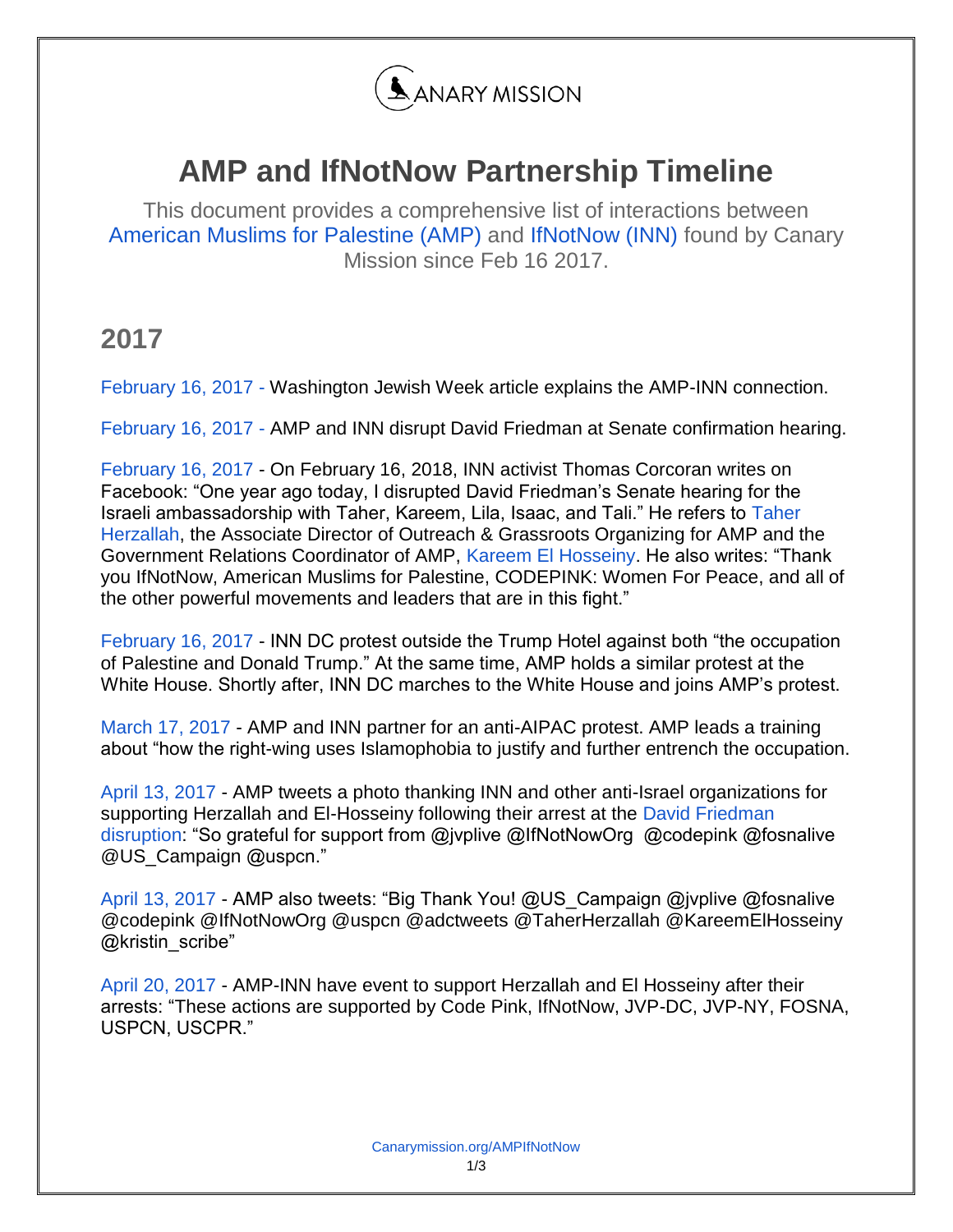CANARY MISSION

# AMP and IfNotNow Partnership Timeline

This document provides a comprehensive list of interactions between American Muslims for Palestine (AMP) and IfNotNow (INN) found by Canary Mission since Feb 16 2017.

## 2017

February 16, 2017 - Washington Jewish Week article explains the AMP-INN connection.

February 16, 2017 - AMP and INN disrupt David Friedman at Senate confirmation hearing.

February 16, 2017 - On February 16, 2018, INN activist Thomas Corcoran writes on Facebook: "One year ago today, I disrupted David Friedman's Senate hearing for the Israeli ambassadorship with Taher, Kareem, Lila, Isaac, and Tali." He refers to Taher Herzallah, the Associate Director of Outreach & Grassroots Organizing for AMP and the Government Relations Coordinator of AMP, Kareem El Hosseiny. He also writes: "Thank you IfNotNow, American Muslims for Palestine, CODEPINK: Women For Peace, and all of the other powerful movements and leaders that are in this fight."

February 16, 2017 - INN DC protest outside the Trump Hotel against both "the occupation of Palestine and Donald Trump." At the same time, AMP holds a similar protest at the White House. Shortly after, INN DC marches to the White House and joins AMP's protest.

March 17, 2017 - AMP and INN partner for an anti-AIPAC protest. AMP leads a training about "how the right-wing uses Islamophobia to justify and further entrench the occupation.

April 13, 2017 - AMP tweets a photo thanking INN and other anti-Israel organizations for supporting Herzallah and El-Hosseiny following their arrest at the David Friedman disruption: "So grateful for support from @jvplive @IfNotNowOrg @codepink @fosnalive @US_Campaign @uspcn."

April 13, 2017 - AMP also tweets: "Big Thank You! @US_Campaign @jvplive @fosnalive @codepink @IfNotNowOrg @uspcn @adctweets @TaherHerzallah @KareemElHosseiny @kristin_scribe"

April 20, 2017 - AMP-INN have event to support Herzallah and El Hosseiny after their arrests: "These actions are supported by Code Pink, IfNotNow, JVP-DC, JVP-NY, FOSNA, USPCN, USCPR."

Canarymission.org/AMPIfNotNow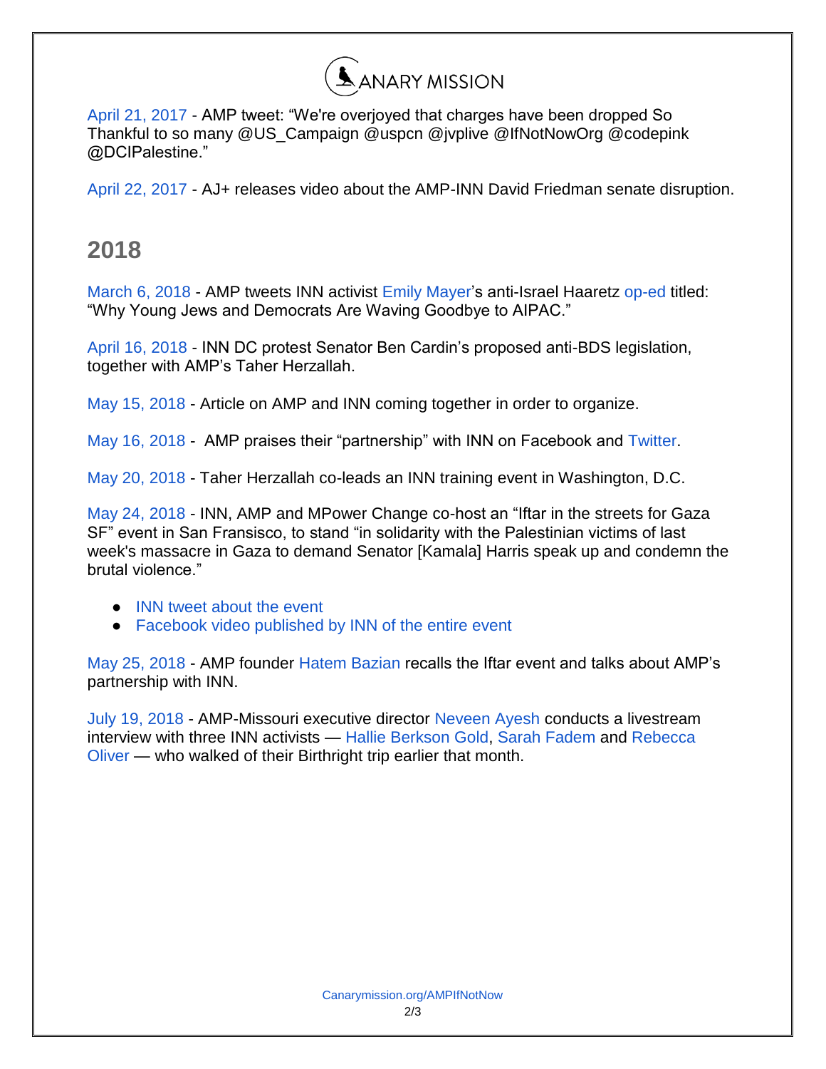April 21, 2017 - AMP tweet: “We're overjoyed that charges have been dropped So Thankful to so many @US_Campaign @uspcn @jvplive @IfNotNowOrg @codepink @DCIPalestine.”

April 22, 2017 - AJ+ releases video about the AMP-INN David Friedman senate disruption.

## 2018

March 6, 2018 - AMP tweets INN activist Emily Mayer’s anti-Israel Haaretz op-ed titled: “Why Young Jews and Democrats Are Waving Goodbye to AIPAC.”

April 16, 2018 - INN DC protest Senator Ben Cardin’s proposed anti-BDS legislation, together with AMP’s Taher Herzallah.

May 15, 2018 - Article on AMP and INN coming together in order to organize.

May 16, 2018 - AMP praises their “partnership” with INN on Facebook and Twitter.

May 20, 2018 - Taher Herzallah co-leads an INN training event in Washington, D.C.

May 24, 2018 - INN, AMP and MPower Change co-host an “Iftar in the streets for Gaza SF” event in San Fransisco, to stand “in solidarity with the Palestinian victims of last week's massacre in Gaza to demand Senator [Kamala] Harris speak up and condemn the brutal violence.”

- INN tweet about the event
- Facebook video published by INN of the entire event

May 25, 2018 - AMP founder Hatem Bazian recalls the Iftar event and talks about AMP’s partnership with INN.

July 19, 2018 - AMP-Missouri executive director Neveen Ayesh conducts a livestream interview with three INN activists — Hallie Berkson Gold, Sarah Fadem and Rebecca Oliver — who walked of their Birthright trip earlier that month.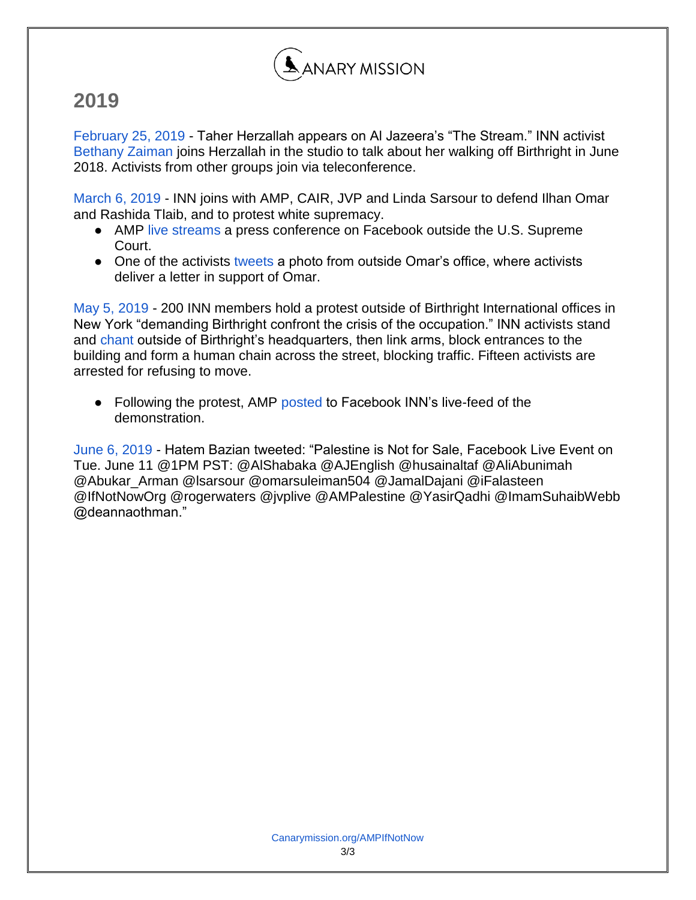# 2019

February 25, 2019 - Taher Herzallah appears on Al Jazeera's "The Stream." INN activist Bethany Zaiman joins Herzallah in the studio to talk about her walking off Birthright in June 2018. Activists from other groups join via teleconference.

March 6, 2019 - INN joins with AMP, CAIR, JVP and Linda Sarsour to defend Ilhan Omar and Rashida Tlaib, and to protest white supremacy.

- AMP live streams a press conference on Facebook outside the U.S. Supreme Court.
- One of the activists tweets a photo from outside Omar's office, where activists deliver a letter in support of Omar.

May 5, 2019 - 200 INN members hold a protest outside of Birthright International offices in New York "demanding Birthright confront the crisis of the occupation." INN activists stand and chant outside of Birthright's headquarters, then link arms, block entrances to the building and form a human chain across the street, blocking traffic. Fifteen activists are arrested for refusing to move.

- Following the protest, AMP posted to Facebook INN's live-feed of the demonstration.

June 6, 2019 - Hatem Bazian tweeted: "Palestine is Not for Sale, Facebook Live Event on Tue. June 11 @1PM PST: @AlShabaka @AJEnglish @husainaltaf @AliAbunimah @Abukar_Arman @lsarsour @omarsuleiman504 @JamalDajani @iFalasteen @IfNotNowOrg @rogerwaters @jvplive @AMPalestine @YasirQadhi @ImamSuhaibWebb @deannaothman."